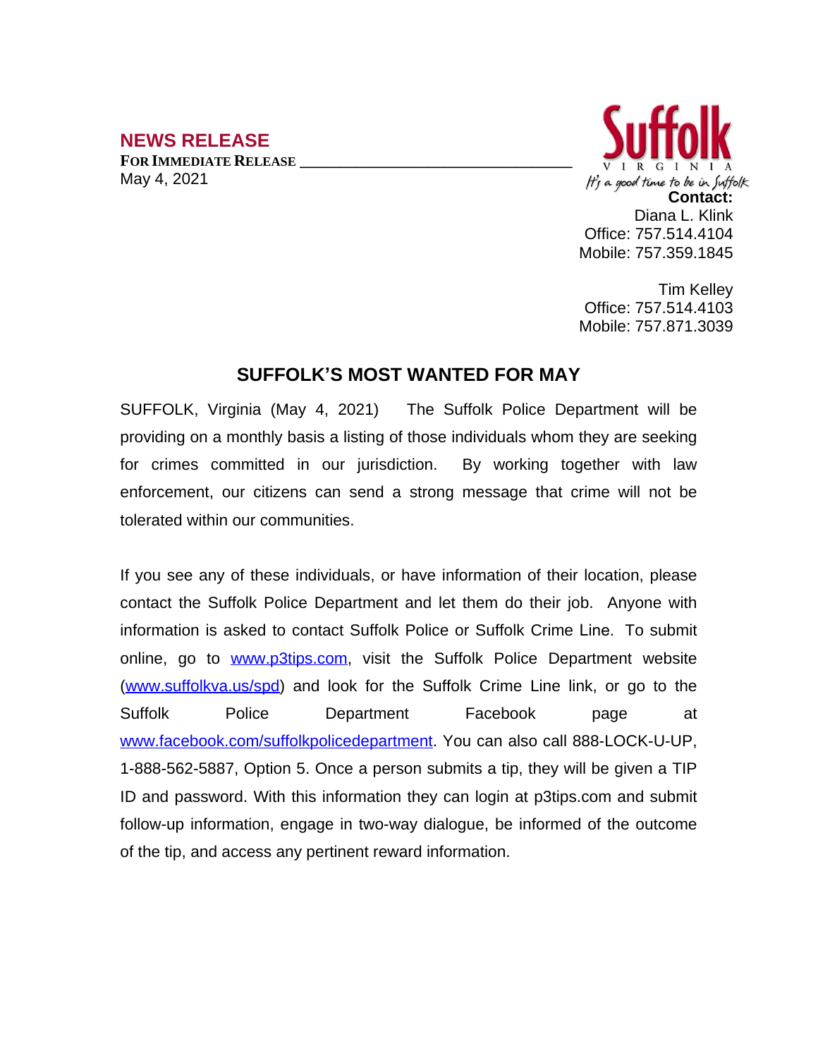## NEWS RELEASE

**FOR IMMEDIATE RELEASE**
May 4, 2021

Suffolk
VIRGINIA
*It's a good time to be in Suffolk*

**Contact:**
Diana L. Klink
Office: 757.514.4104
Mobile: 757.359.1845

Tim Kelley
Office: 757.514.4103
Mobile: 757.871.3039

# SUFFOLK'S MOST WANTED FOR MAY

SUFFOLK, Virginia (May 4, 2021) The Suffolk Police Department will be providing on a monthly basis a listing of those individuals whom they are seeking for crimes committed in our jurisdiction. By working together with law enforcement, our citizens can send a strong message that crime will not be tolerated within our communities.

If you see any of these individuals, or have information of their location, please contact the Suffolk Police Department and let them do their job. Anyone with information is asked to contact Suffolk Police or Suffolk Crime Line. To submit online, go to [www.p3tips.com](www.p3tips.com), visit the Suffolk Police Department website ([www.suffolkva.us/spd](www.suffolkva.us/spd)) and look for the Suffolk Crime Line link, or go to the Suffolk Police Department Facebook page at [www.facebook.com/suffolkpolicedepartment](www.facebook.com/suffolkpolicedepartment). You can also call 888-LOCK-U-UP, 1-888-562-5887, Option 5. Once a person submits a tip, they will be given a TIP ID and password. With this information they can login at p3tips.com and submit follow-up information, engage in two-way dialogue, be informed of the outcome of the tip, and access any pertinent reward information.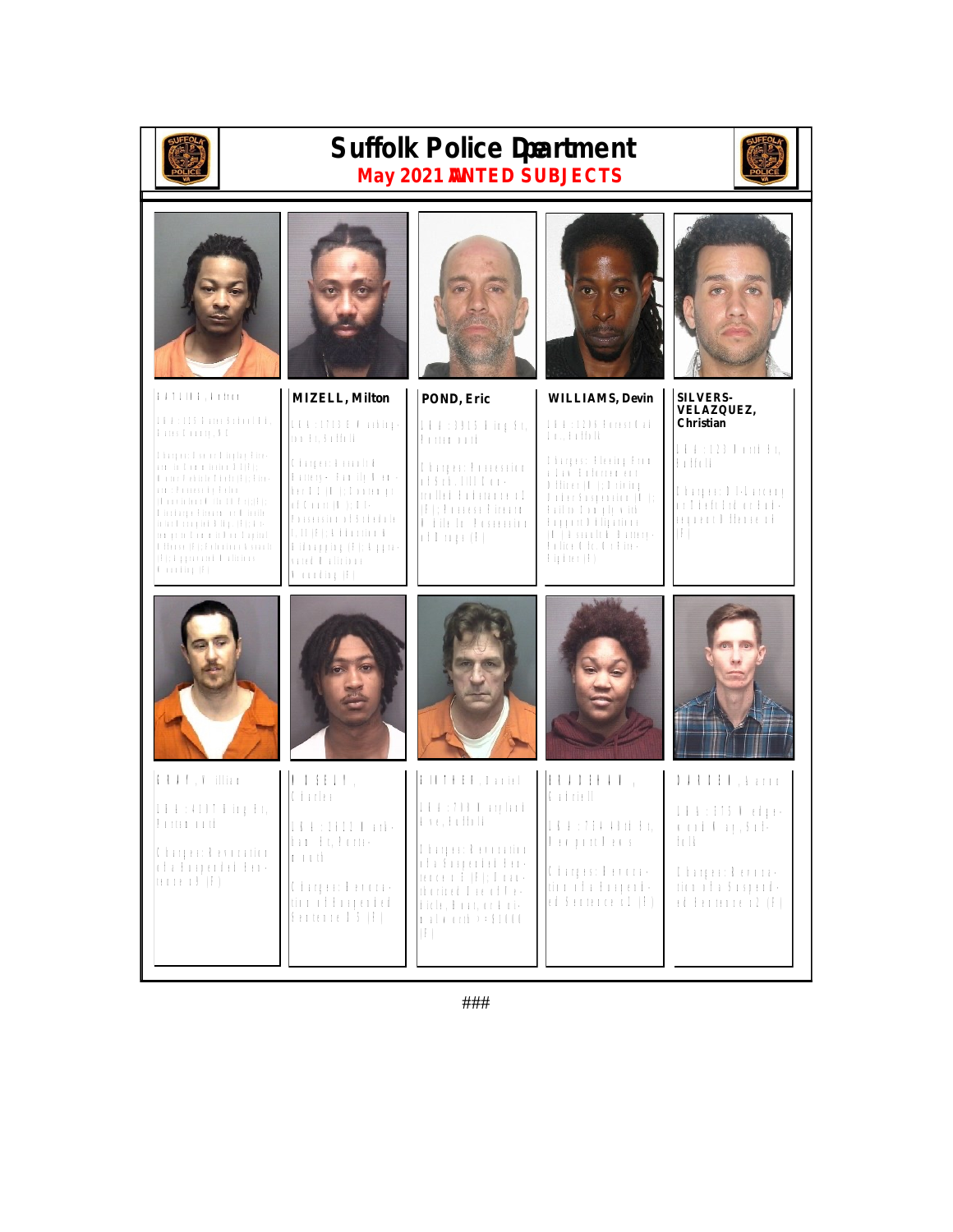# Suffolk Police Department

## May 2021 WANTED SUBJECTS

**MIZELL, Milton**

**POND, Eric**

**WILLIAMS, Devin**

**SILVERS-VELAZQUEZ, Christian**

###